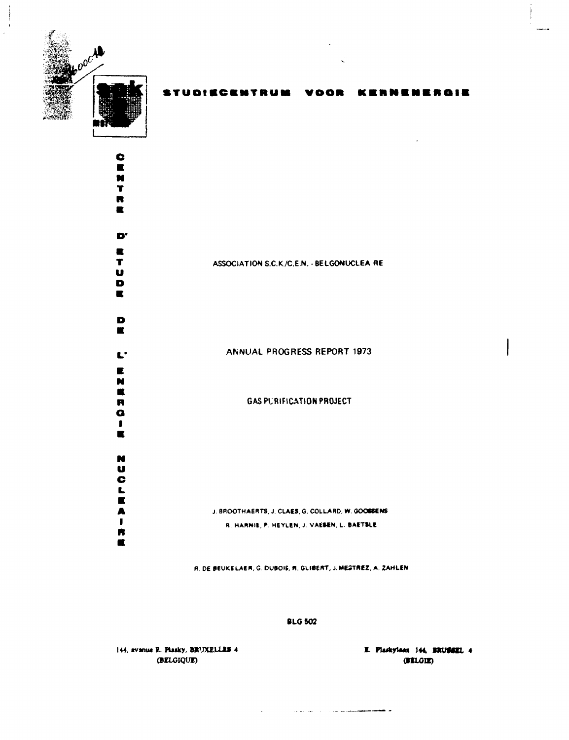STUDIECENTRUM VOOR KERNENERGIE

CENTRE D'ETUDE DE L'ENERGIE NUCLEAIRE

ASSOCIATION S.C.K./C.E.N. - BELGONUCLEA RE

# ANNUAL PROGRESS REPORT 1973

## GAS PURIFICATION PROJECT

J. BROOTHAERTS, J. CLAES, G. COLLARD, W. GOOSSENS

R. HARNIE, P. HEYLEN, J. VAESEN, L. BAETSLE

R. DE BEUKELAER, G. DUBOIS, R. GLIBERT, J. MESTREZ, A. ZAHLEN

BLG 502

144, avenue E. Plasky, BRUXELLES 4 (BELGIQUE)

E. Plaskylaan 144, BRUSSEL 4 (BELGIE)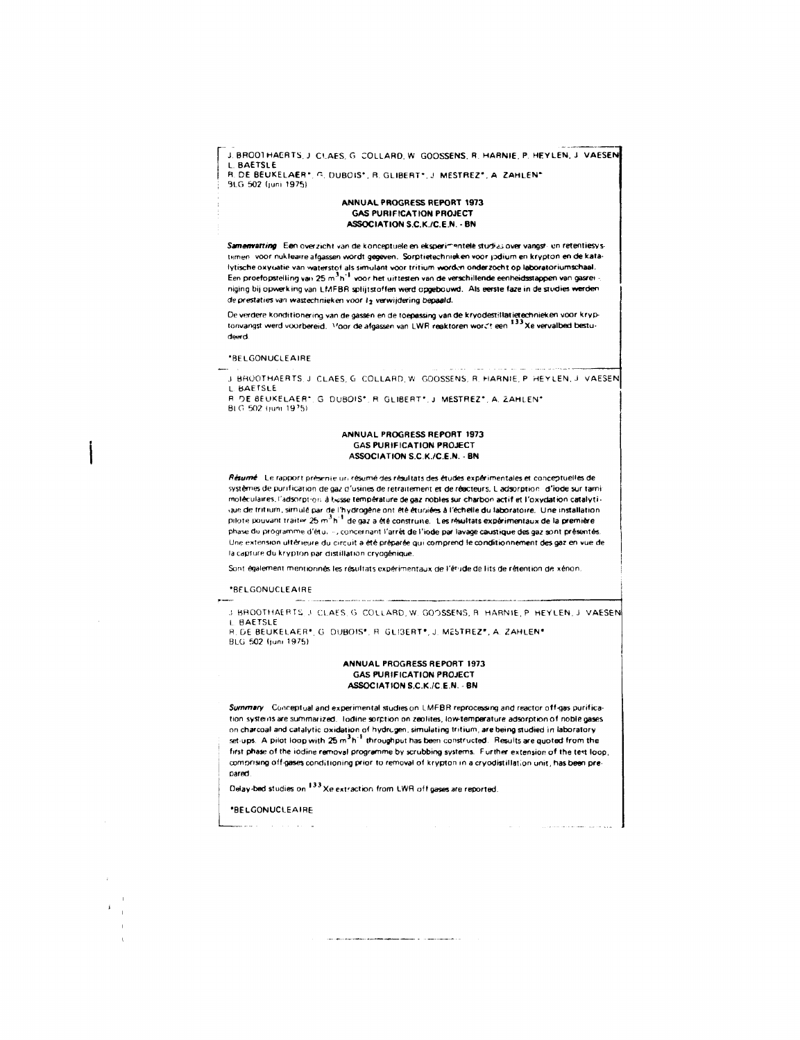J. BROOTHAERTS, J. CLAES, G. COLLARD, W. GOOSSENS, R. HARNIE, P. HEYLEN, J. VAESEN, L. BAETSLE
R. DE BEUKELAER*, G. DUBOIS*, R. GLIBERT*, J. MESTREZ*, A. ZAHLEN*
BLG 502 (juni 1975)

### ANNUAL PROGRESS REPORT 1973
### GAS PURIFICATION PROJECT
### ASSOCIATION S.C.K./C.E.N. - BN

***Samenvatting*** Een overzicht van de konceptuele en eksperimentele studies over vangst- en retentiesystemen voor nukleaire afgassen wordt gegeven. Sorptietechnieken voor jodium en krypton en de katalytische oxydatie van waterstof als simulant voor tritium worden onderzocht op laboratoriumschaal. Een proefopstelling van 25 $m^3h^{-1}$ voor het uittesten van de verschillende eenheidsstappen van gasreiniging bij opwerking van LMFBR splijtstoffen werd opgebouwd. Als eerste faze in de studies werden de prestaties van wastechnieken voor $I_2$ verwijdering bepaald.

De verdere konditionering van de gassen en de toepassing van de kryodestillatietechnieken voor kryptonvangst werd voorbereid. Voor de afgassen van LWR reaktoren wordt een $^{133}Xe$ vervalbed bestudeerd.

*BELGONUCLEAIRE

---

J. BROOTHAERTS, J. CLAES, G. COLLARD, W. GOOSSENS, R. HARNIE, P. HEYLEN, J. VAESEN, L. BAETSLE
R. DE BEUKELAER*, G. DUBOIS*, R. GLIBERT*, J. MESTREZ*, A. ZAHLEN*
BLG 502 (juni 1975)

### ANNUAL PROGRESS REPORT 1973
### GAS PURIFICATION PROJECT
### ASSOCIATION S.C.K./C.E.N. - BN

***Résumé*** Le rapport présente un résumé des résultats des études expérimentales et conceptuelles de systèmes de purification de gaz d'usines de retraitement et de réacteurs. L'adsorption d'iode sur tamis moléculaires, l'adsorption à basse température de gaz nobles sur charbon actif et l'oxydation catalytique de tritium, simulé par de l'hydrogène ont été étudiées à l'échelle du laboratoire. Une installation pilote pouvant traiter 25 $m^3h^{-1}$ de gaz a été construite. Les résultats expérimentaux de la première phase du programme d'étude, concernant l'arrêt de l'iode par lavage caustique des gaz sont présentés. Une extension ultérieure du circuit a été préparée qui comprend le conditionnement des gaz en vue de la capture du krypton par distillation cryogénique.

Sont également mentionnés les résultats expérimentaux de l'étude de lits de rétention de xénon.

*BELGONUCLEAIRE

---

J. BROOTHAERTS, J. CLAES, G. COLLARD, W. GOOSSENS, R. HARNIE, P. HEYLEN, J. VAESEN, L. BAETSLE
R. DE BEUKELAER*, G. DUBOIS*, R. GLIBERT*, J. MESTREZ*, A. ZAHLEN*
BLG 502 (juni 1975)

### ANNUAL PROGRESS REPORT 1973
### GAS PURIFICATION PROJECT
### ASSOCIATION S.C.K./C.E.N. - BN

***Summary*** Conceptual and experimental studies on LMFBR reprocessing and reactor off-gas purification systems are summarized. Iodine sorption on zeolites, low-temperature adsorption of noble gases on charcoal and catalytic oxidation of hydrogen, simulating tritium, are being studied in laboratory set-ups. A pilot loop with 25 $m^3h^{-1}$ throughput has been constructed. Results are quoted from the first phase of the iodine removal programme by scrubbing systems. Further extension of the test loop, comprising off-gases conditioning prior to removal of krypton in a cryodistillation unit, has been prepared.

Delay-bed studies on $^{133}Xe$ extraction from LWR off gases are reported.

*BELGONUCLEAIRE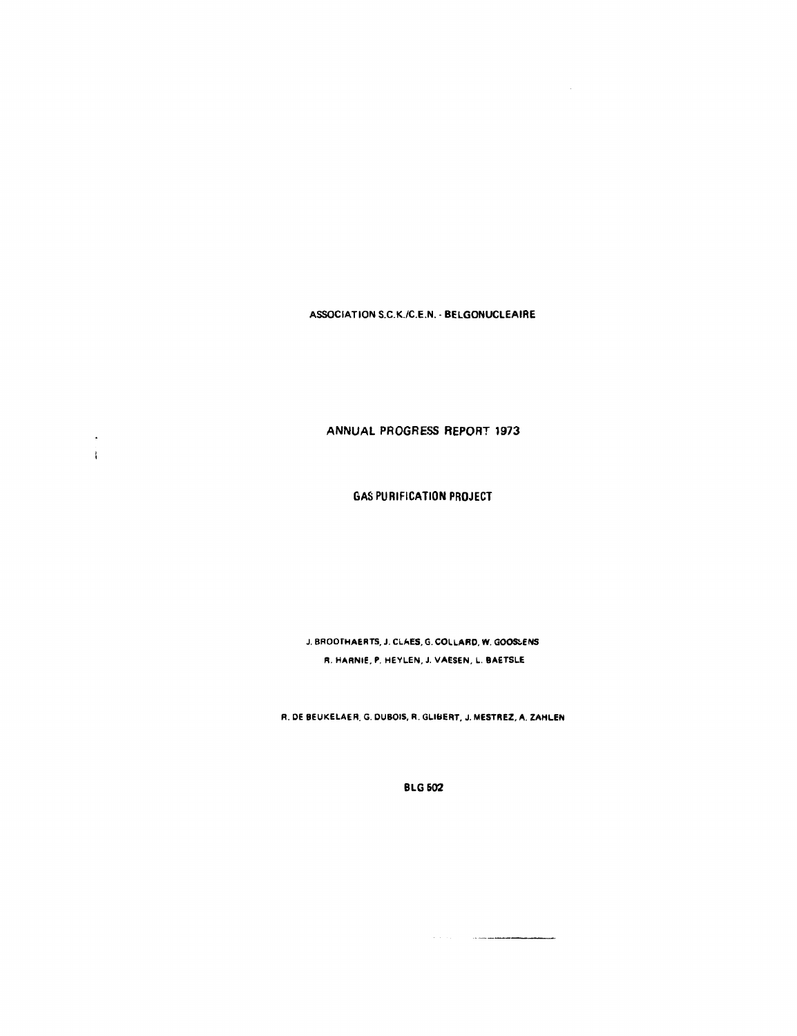ASSOCIATION S.C.K./C.E.N. - BELGONUCLEAIRE

# ANNUAL PROGRESS REPORT 1973

## GAS PURIFICATION PROJECT

J. BROOTHAERTS, J. CLAES, G. COLLARD, W. GOOSSENS

R. HARNIE, P. HEYLEN, J. VAESEN, L. BAETSLE

R. DE BEUKELAER, G. DUBOIS, R. GLIBERT, J. MESTREZ, A. ZAHLEN

BLG 502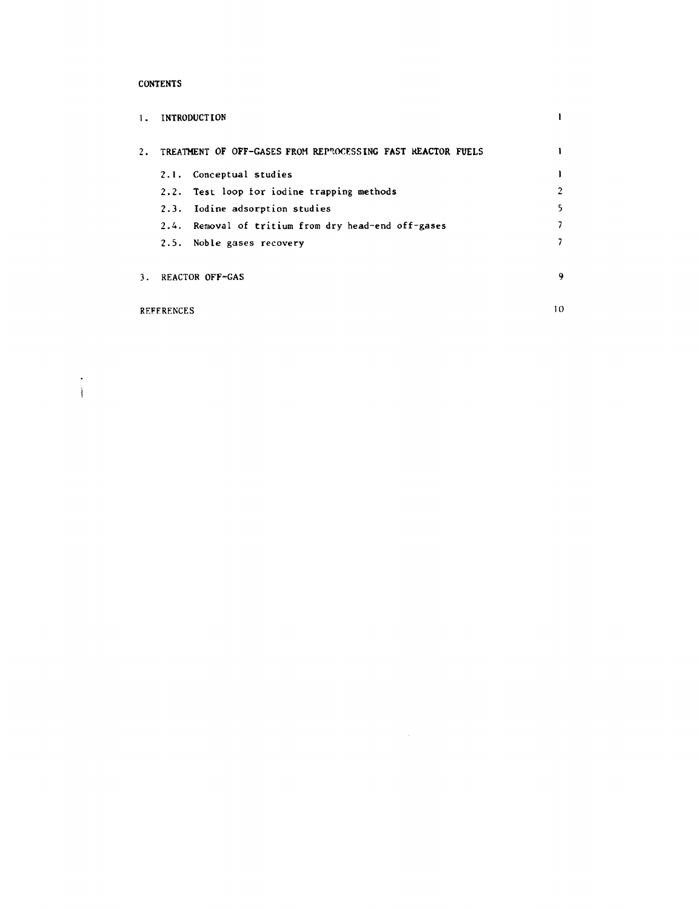## CONTENTS

| | | |
|---|---|---|
| 1. | INTRODUCTION | 1 |
| 2. | TREATMENT OF OFF-GASES FROM REPROCESSING FAST REACTOR FUELS | 1 |
| | 2.1. Conceptual studies | 1 |
| | 2.2. Test loop for iodine trapping methods | 2 |
| | 2.3. Iodine adsorption studies | 5 |
| | 2.4. Removal of tritium from dry head-end off-gases | 7 |
| | 2.5. Noble gases recovery | 7 |
| 3. | REACTOR OFF-GAS | 9 |
| | REFERENCES | 10 |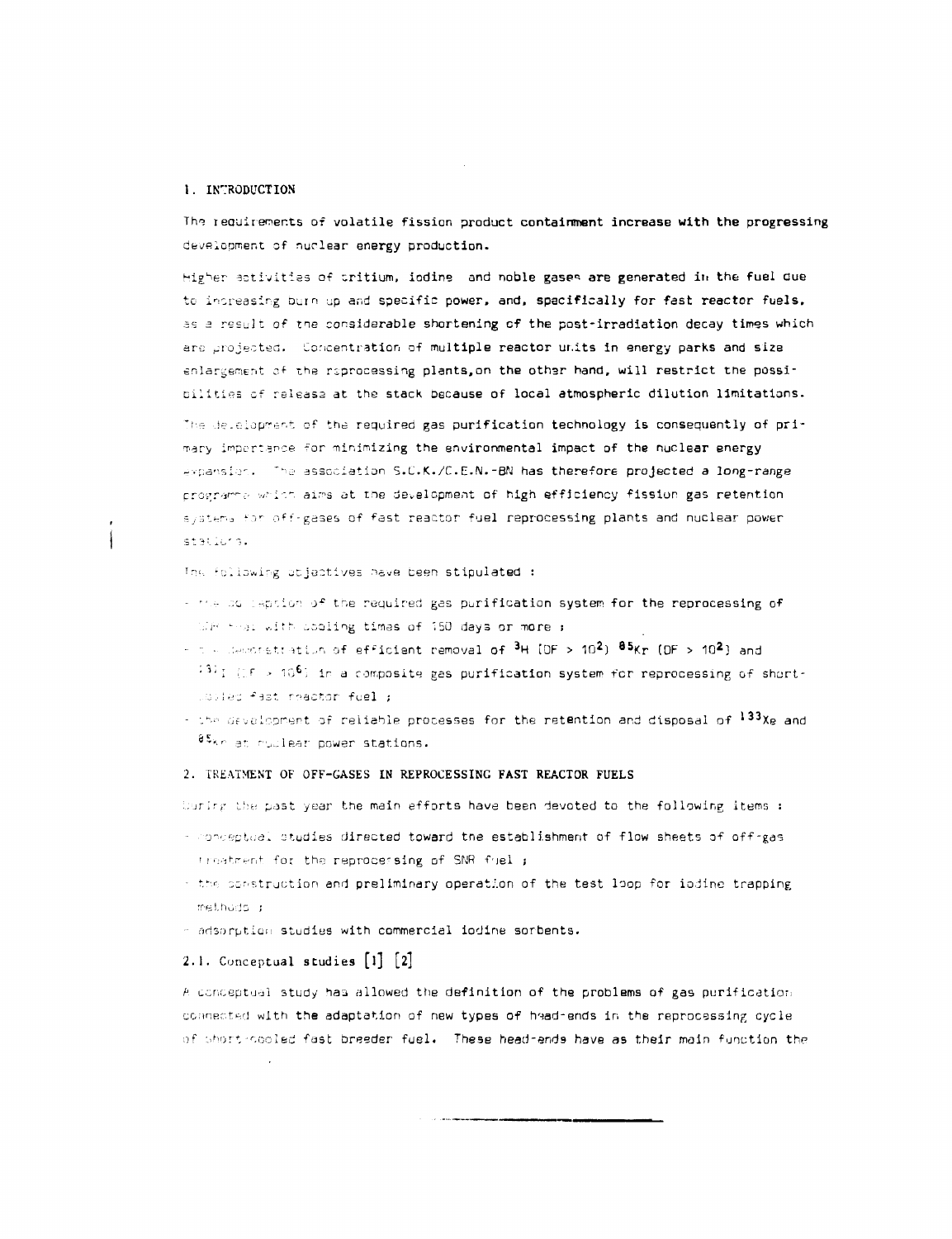## 1. INTRODUCTION

The requirements of volatile fission product containment increase with the progressing development of nuclear energy production.

Higher activities of tritium, iodine and noble gases are generated in the fuel due to increasing burn up and specific power, and, specifically for fast reactor fuels, as a result of the considerable shortening of the post-irradiation decay times which are projected. Concentration of multiple reactor units in energy parks and size enlargement of the reprocessing plants, on the other hand, will restrict the possibilities of release at the stack because of local atmospheric dilution limitations.

The development of the required gas purification technology is consequently of primary importance for minimizing the environmental impact of the nuclear energy expansion. The association S.C.K./C.E.N.-BN has therefore projected a long-range programme which aims at the development of high efficiency fission gas retention systems for off-gases of fast reactor fuel reprocessing plants and nuclear power stations.

The following objectives have been stipulated :

- the conception of the required gas purification system for the reprocessing of LMFBR fuel with cooling times of 150 days or more ;
- the demonstration of efficient removal of $^{3}H$ (DF > $10^{2}$) $^{85}Kr$ (DF > $10^{2}$) and $^{131}I$ (DF > $10^{6}$) in a composite gas purification system for reprocessing of short-cooled fast reactor fuel ;
- the development of reliable processes for the retention and disposal of $^{133}Xe$ and $^{85}Kr$ at nuclear power stations.

## 2. TREATMENT OF OFF-GASES IN REPROCESSING FAST REACTOR FUELS

During the past year the main efforts have been devoted to the following items :

- conceptual studies directed toward the establishment of flow sheets of off-gas treatment for the reprocessing of SNR fuel ;
- the construction and preliminary operation of the test loop for iodine trapping methods ;
- adsorption studies with commercial iodine sorbents.

### 2.1. Conceptual studies [1] [2]

A conceptual study has allowed the definition of the problems of gas purification connected with the adaptation of new types of head-ends in the reprocessing cycle of short-cooled fast breeder fuel. These head-ends have as their main function the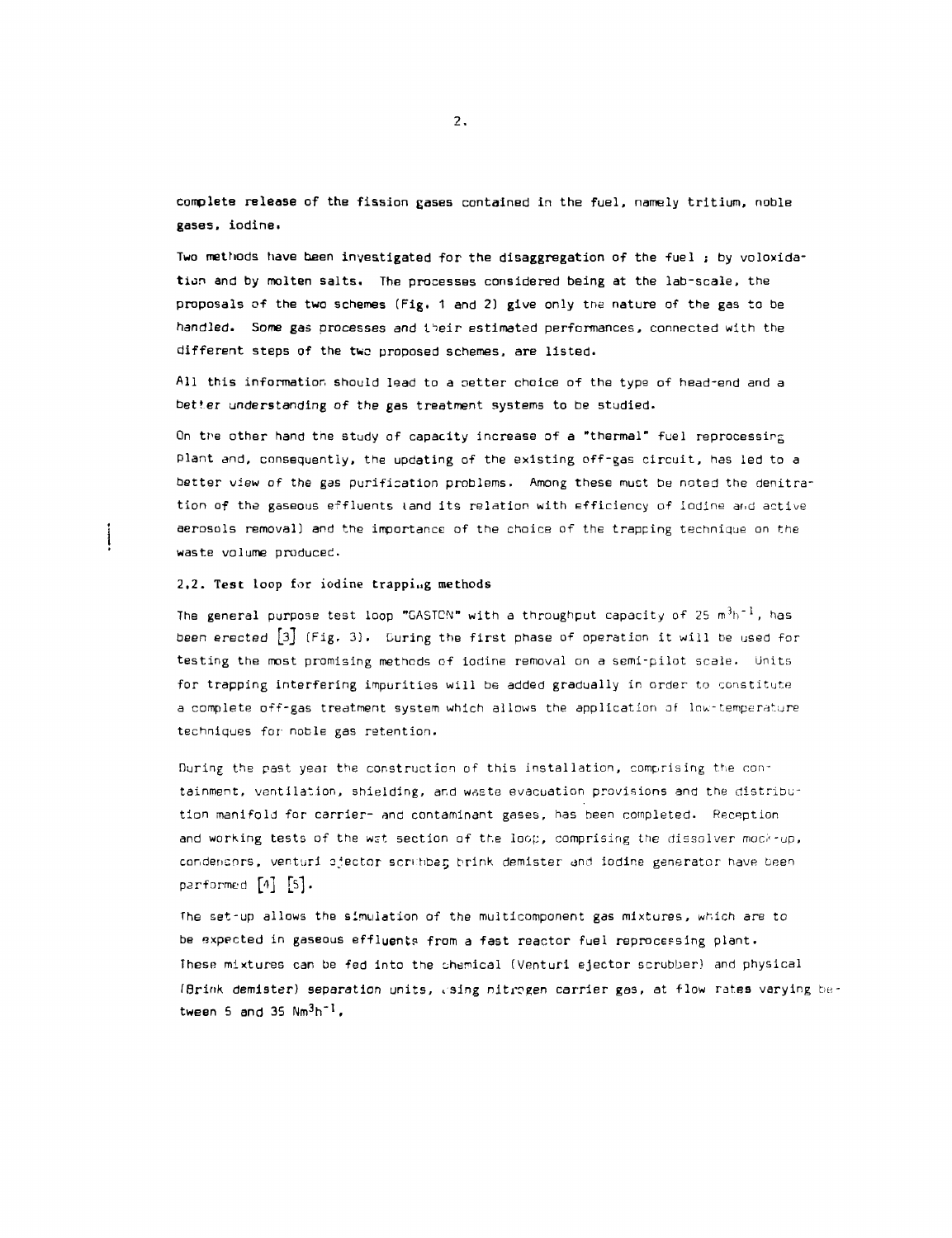complete release of the fission gases contained in the fuel, namely tritium, noble gases, iodine.

Two methods have been investigated for the disaggregation of the fuel ; by voloxidation and by molten salts. The processes considered being at the lab-scale, the proposals of the two schemes (Fig. 1 and 2) give only the nature of the gas to be handled. Some gas processes and their estimated performances, connected with the different steps of the two proposed schemes, are listed.

All this information should lead to a better choice of the type of head-end and a better understanding of the gas treatment systems to be studied.

On the other hand the study of capacity increase of a "thermal" fuel reprocessing plant and, consequently, the updating of the existing off-gas circuit, has led to a better view of the gas purification problems. Among these must be noted the denitration of the gaseous effluents (and its relation with efficiency of iodine and active aerosols removal) and the importance of the choice of the trapping technique on the waste volume produced.

### 2.2. Test loop for iodine trapping methods

The general purpose test loop "GASTON" with a throughput capacity of 25 $m^3h^{-1}$, has been erected [3] (Fig. 3). During the first phase of operation it will be used for testing the most promising methods of iodine removal on a semi-pilot scale. Units for trapping interfering impurities will be added gradually in order to constitute a complete off-gas treatment system which allows the application of low-temperature techniques for noble gas retention.

During the past year the construction of this installation, comprising the containment, ventilation, shielding, and waste evacuation provisions and the distribution manifold for carrier- and contaminant gases, has been completed. Reception and working tests of the wet section of the loop, comprising the dissolver mock-up, condensors, venturi ejector scrubber, brink demister and iodine generator have been performed [4] [5].

The set-up allows the simulation of the multicomponent gas mixtures, which are to be expected in gaseous effluents from a fast reactor fuel reprocessing plant. These mixtures can be fed into the chemical (Venturi ejector scrubber) and physical (Brink demister) separation units, using nitrogen carrier gas, at flow rates varying between 5 and 35 $Nm^3h^{-1}$.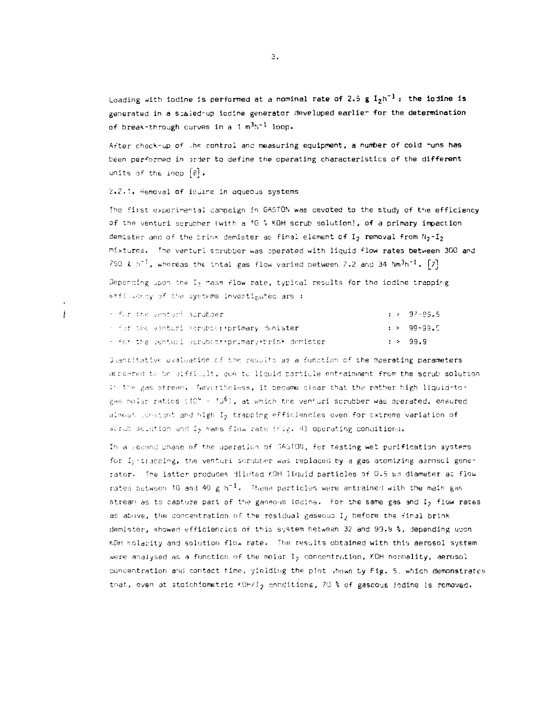Loading with iodine is performed at a nominal rate of 2.5 g $I_2h^{-1}$ : the iodine is generated in a scaled-up iodine generator developed earlier for the determination of break-through curves in a 1 $m^3h^{-1}$ loop.

After check-up of the control and measuring equipment, a number of cold runs has been performed in order to define the operating characteristics of the different units of the loop [6].

2.2.1. Removal of iodine in aqueous systems

The first experimental campaign in GASTON was devoted to the study of the efficiency of the venturi scrubber (with a 10 % KOH scrub solution), of a primary impaction demister and of the brink demister as final element of $I_2$ removal from $N_2$-$I_2$ mixtures. The venturi scrubber was operated with liquid flow rates between 300 and 790 ℓ $h^{-1}$, whereas the total gas flow varied between 7.2 and 34 $Nm^3h^{-1}$. [7]

Depending upon the $I_2$ mass flow rate, typical results for the iodine trapping efficiency of the systems investigated are :

| | |
|---|---|
| - for the venturi scrubber | : > 97-99.5 |
| - for the venturi scrubber+primary demister | : > 99-99.5 |
| - for the venturi scrubber+primary+brink demister | : > 99.9 |

Quantitative evaluation of the results as a function of the operating parameters appeared to be difficult, due to liquid particle entrainment from the scrub solution in the gas stream. Nevertheless, it became clear that the rather high liquid-to-gas molar ratios ($10^4$ - $10^6$), at which the venturi scrubber was operated, ensured almost constant and high $I_2$ trapping efficiencies even for extreme variation of scrub solution and $I_2$ mass flow rate (Fig. 4) operating conditions.

In a second phase of the operation of GASTON, for testing wet purification systems for $I_2$-trapping, the venturi scrubber was replaced by a gas atomizing aerosol generator. The latter produces diluted KOH liquid particles of 0.5 µm diameter at flow rates between 10 and 40 g $h^{-1}$. These particles were entrained with the main gas stream as to capture part of the gaseous iodine. For the same gas and $I_2$ flow rates as above, the concentration of the residual gaseous $I_2$ before the final brink demister, showed efficiencies of this system between 32 and 99.9 %, depending upon KOH molarity and solution flow rate. The results obtained with this aerosol system were analysed as a function of the molar $I_2$ concentration, KOH normality, aerosol concentration and contact time, yielding the plot shown by Fig. 5. which demonstrates that, even at stoichiometric KOH/$I_2$ conditions, 70 % of gaseous iodine is removed.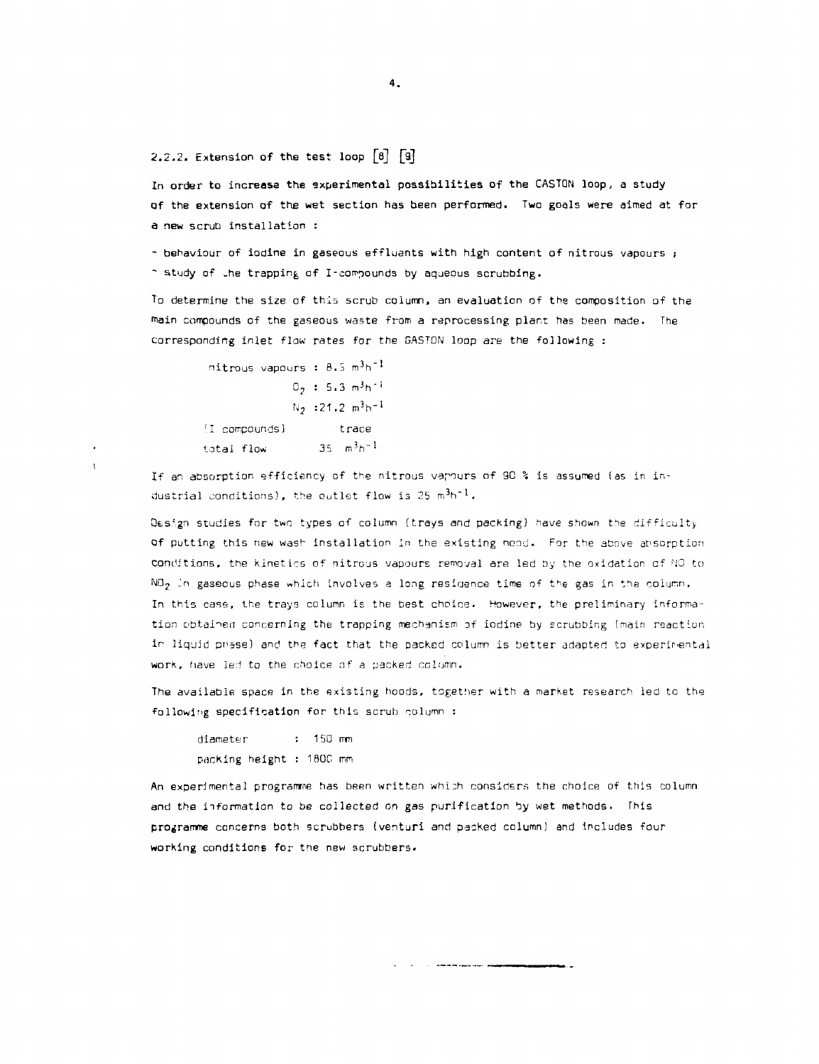## 2.2.2. Extension of the test loop [8] [9]

In order to increase the experimental possibilities of the CASTON loop, a study of the extension of the wet section has been performed. Two goals were aimed at for a new scrub installation :

- behaviour of iodine in gaseous effluents with high content of nitrous vapours ;
- study of the trapping of I-compounds by aqueous scrubbing.

To determine the size of this scrub column, an evaluation of the composition of the main compounds of the gaseous waste from a reprocessing plant has been made. The corresponding inlet flow rates for the GASTON loop are the following :

| | |
|---|---|
| nitrous vapours | : 8.5 $m^3h^{-1}$ |
| $O_2$ | : 5.3 $m^3h^{-1}$ |
| $N_2$ | : 21.2 $m^3h^{-1}$ |
| (I compounds) | trace |
| total flow | 35 $m^3h^{-1}$ |

If an absorption efficiency of the nitrous vapours of 90 % is assumed (as in industrial conditions), the outlet flow is 25 $m^3h^{-1}$.

Design studies for two types of column (trays and packing) have shown the difficulty of putting this new wash installation in the existing hood. For the above absorption conditions, the kinetics of nitrous vapours removal are led by the oxidation of NO to $NO_2$ in gaseous phase which involves a long residence time of the gas in the column. In this case, the trays column is the best choice. However, the preliminary information obtained concerning the trapping mechanism of iodine by scrubbing (main reaction in liquid phase) and the fact that the packed column is better adapted to experimental work, have led to the choice of a packed column.

The available space in the existing hoods, together with a market research led to the following specification for this scrub column :

diameter : 150 mm
packing height : 1800 mm

An experimental programme has been written which considers the choice of this column and the information to be collected on gas purification by wet methods. This programme concerns both scrubbers (venturi and packed column) and includes four working conditions for the new scrubbers.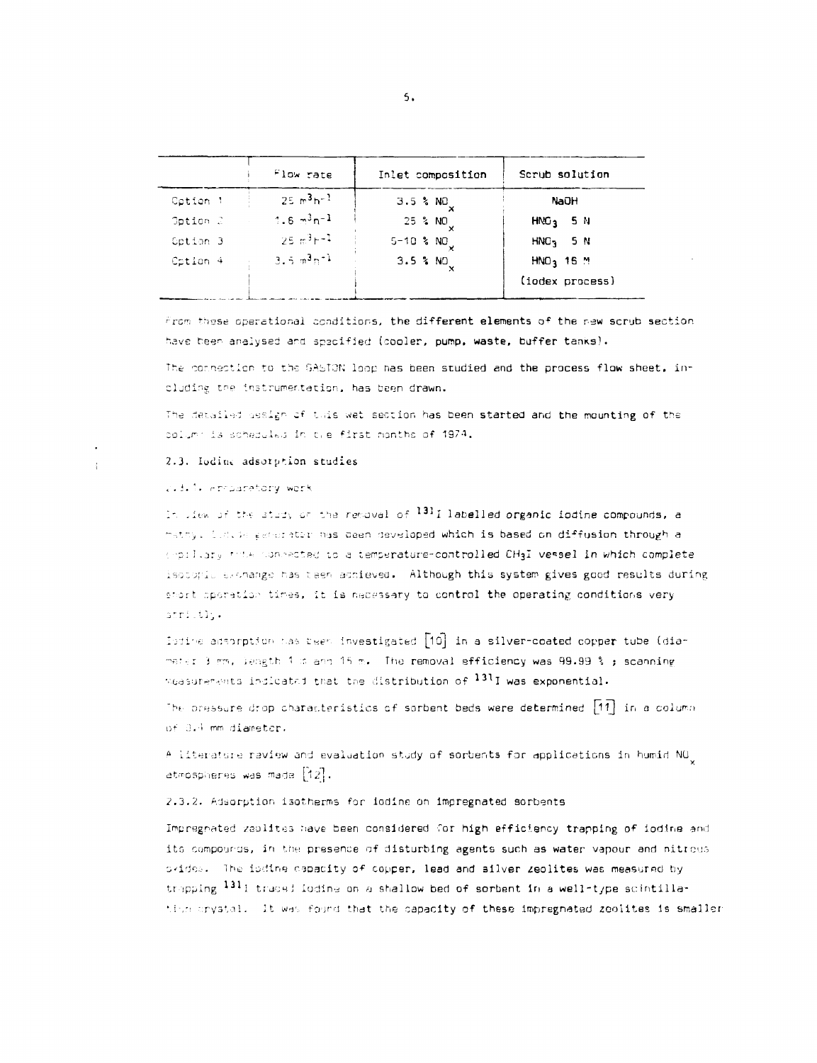| | Flow rate | Inlet composition | Scrub solution |
|---|---|---|---|
| Option 1 | $25\ m^3h^{-1}$ | 3.5 % $NO_x$ | NaOH |
| Option 2 | $1.6\ m^3h^{-1}$ | 25 % $NO_x$ | $HNO_3$ 5 N |
| Option 3 | $25\ m^3h^{-1}$ | 5-10 % $NO_x$ | $HNO_3$ 5 N |
| Option 4 | $3.5\ m^3h^{-1}$ | 3.5 % $NO_x$ | $HNO_3$ 16 M (iodex process) |

From these operational conditions, the different elements of the new scrub section have been analysed and specified (cooler, pump, waste, buffer tanks).

The connection to the GASTON loop has been studied and the process flow sheet, including the instrumentation, has been drawn.

The detailed design of this wet section has been started and the mounting of the column is scheduled in the first months of 1974.

## 2.3. Iodine adsorption studies

### 2.3.1. Preparatory work

In view of the study on the removal of $^{131}I$ labelled organic iodine compounds, a methyl iodide generator has been developed which is based on diffusion through a capillary tube connected to a temperature-controlled $CH_3I$ vessel in which complete isotopic exchange has been achieved. Although this system gives good results during short operation times, it is necessary to control the operating conditions very strictly.

Iodine adsorption has been investigated [10] in a silver-coated copper tube (diameter 3 mm, length 1 m and 15 m). The removal efficiency was 99.99 % ; scanning measurements indicated that the distribution of $^{131}I$ was exponential.

The pressure drop characteristics of sorbent beds were determined [11] in a column of 0.4 mm diameter.

A literature review and evaluation study of sorbents for applications in humid $NO_x$ atmospheres was made [12].

### 2.3.2. Adsorption isotherms for iodine on impregnated sorbents

Impregnated zeolites have been considered for high efficiency trapping of iodine and its compounds, in the presence of disturbing agents such as water vapour and nitrous oxides. The iodine capacity of copper, lead and silver zeolites was measured by trapping $^{131}I$ traced iodine on a shallow bed of sorbent in a well-type scintillation crystal. It was found that the capacity of these impregnated zeolites is smaller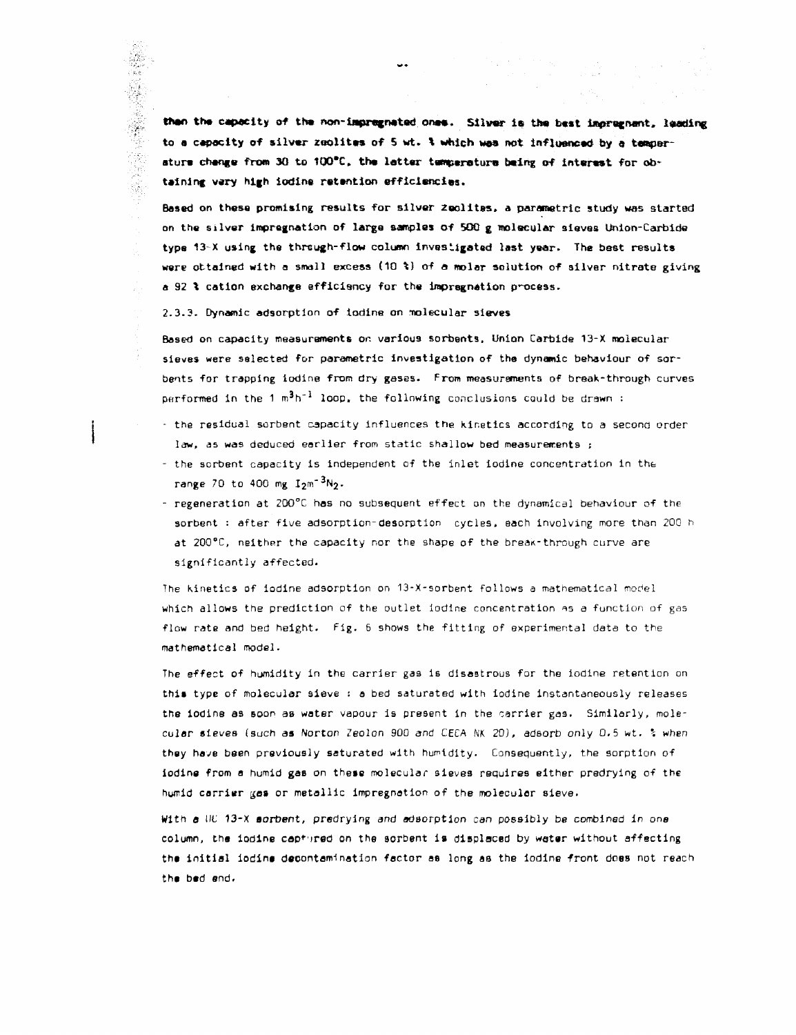then the capacity of the non-impregnated ones. Silver is the best impregnant, leading to a capacity of silver zeolites of 5 wt. % which was not influenced by a temperature change from 30 to 100°C, the latter temperature being of interest for obtaining very high iodine retention efficiencies.

Based on these promising results for silver zeolites, a parametric study was started on the silver impregnation of large samples of 500 g molecular sieves Union-Carbide type 13-X using the through-flow column investigated last year. The best results were obtained with a small excess (10 %) of a molar solution of silver nitrate giving a 92 % cation exchange efficiency for the impregnation process.

### 2.3.3. Dynamic adsorption of iodine on molecular sieves

Based on capacity measurements on various sorbents, Union Carbide 13-X molecular sieves were selected for parametric investigation of the dynamic behaviour of sorbents for trapping iodine from dry gases. From measurements of break-through curves performed in the 1 $m^3h^{-1}$ loop, the following conclusions could be drawn :

- the residual sorbent capacity influences the kinetics according to a second order law, as was deduced earlier from static shallow bed measurements ;
- the sorbent capacity is independent of the inlet iodine concentration in the range 70 to 400 mg $I_2m^{-3}N_2$.
- regeneration at 200°C has no subsequent effect on the dynamical behaviour of the sorbent : after five adsorption-desorption cycles, each involving more than 200 h at 200°C, neither the capacity nor the shape of the break-through curve are significantly affected.

The kinetics of iodine adsorption on 13-X-sorbent follows a mathematical model which allows the prediction of the outlet iodine concentration as a function of gas flow rate and bed height. Fig. 6 shows the fitting of experimental data to the mathematical model.

The effect of humidity in the carrier gas is disastrous for the iodine retention on this type of molecular sieve : a bed saturated with iodine instantaneously releases the iodine as soon as water vapour is present in the carrier gas. Similarly, molecular sieves (such as Norton Zeolon 900 and CECA NK 20), adsorb only 0.5 wt. % when they have been previously saturated with humidity. Consequently, the sorption of iodine from a humid gas on these molecular sieves requires either predrying of the humid carrier gas or metallic impregnation of the molecular sieve.

With a UC 13-X sorbent, predrying and adsorption can possibly be combined in one column, the iodine captured on the sorbent is displaced by water without affecting the initial iodine decontamination factor as long as the iodine front does not reach the bed end.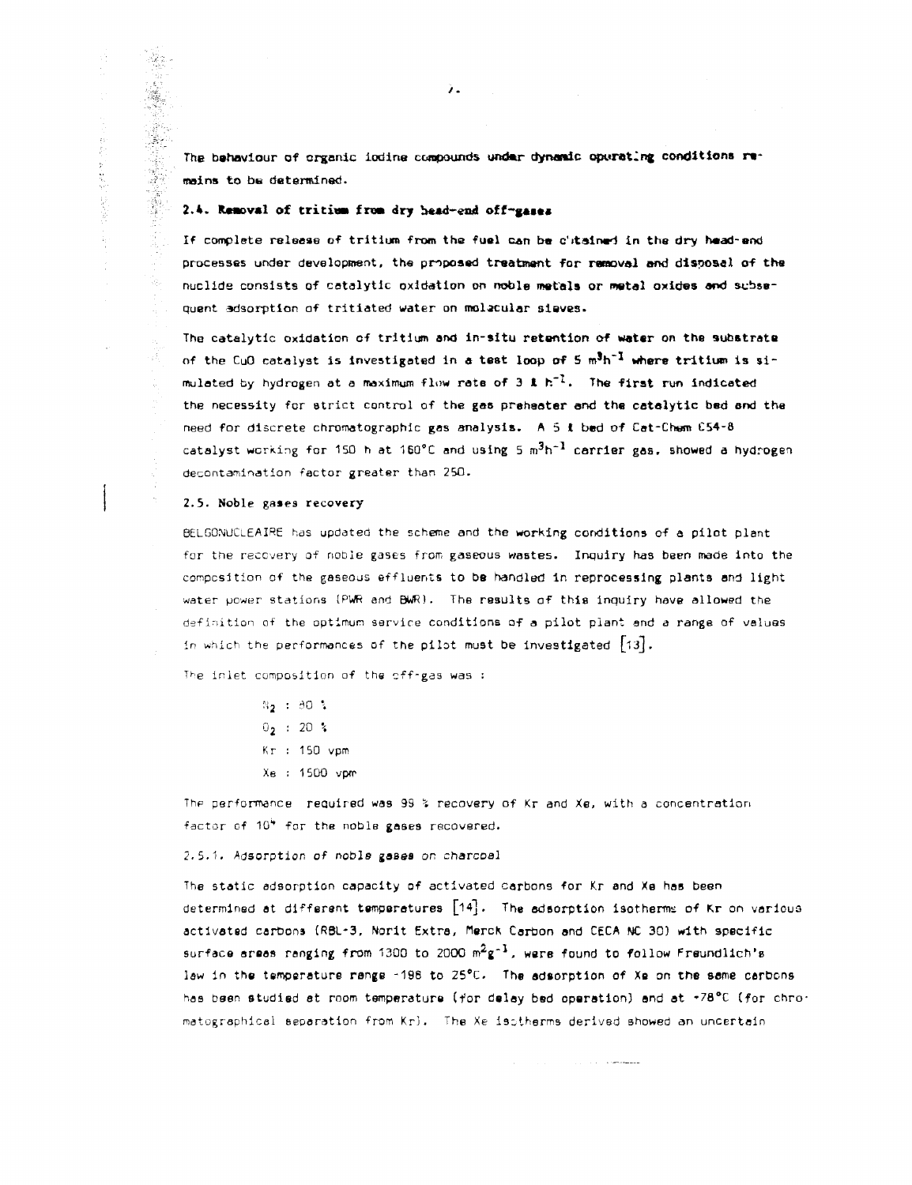The behaviour of organic iodine compounds under dynamic operating conditions remains to be determined.

### 2.4. Removal of tritium from dry head-end off-gases

If complete release of tritium from the fuel can be obtained in the dry head-end processes under development, the proposed treatment for removal and disposal of the nuclide consists of catalytic oxidation on noble metals or metal oxides and subsequent adsorption of tritiated water on molecular sieves.

The catalytic oxidation of tritium and in-situ retention of water on the substrate of the CuO catalyst is investigated in a test loop of 5 $m^3h^{-1}$ where tritium is simulated by hydrogen at a maximum flow rate of 3 $l\ h^{-1}$. The first run indicated the necessity for strict control of the gas preheater and the catalytic bed and the need for discrete chromatographic gas analysis. A 5 l bed of Cat-Chem C54-8 catalyst working for 150 h at 160°C and using 5 $m^3h^{-1}$ carrier gas, showed a hydrogen decontamination factor greater than 250.

### 2.5. Noble gases recovery

BELGONUCLEAIRE has updated the scheme and the working conditions of a pilot plant for the recovery of noble gases from gaseous wastes. Inquiry has been made into the composition of the gaseous effluents to be handled in reprocessing plants and light water power stations (PWR and BWR). The results of this inquiry have allowed the definition of the optimum service conditions of a pilot plant and a range of values in which the performances of the pilot must be investigated [13].

The inlet composition of the off-gas was :

- $N_2$ : 80 %
- $O_2$ : 20 %
- Kr : 150 vpm
- Xe : 1500 vpm

The performance required was 99 % recovery of Kr and Xe, with a concentration factor of $10^4$ for the noble gases recovered.

#### *2.5.1. Adsorption of noble gases on charcoal*

The static adsorption capacity of activated carbons for Kr and Xe has been determined at different temperatures [14]. The adsorption isotherms of Kr on various activated carbons (RBL-3, Norit Extra, Merck Carbon and CECA NC 30) with specific surface areas ranging from 1300 to 2000 $m^2g^{-1}$, were found to follow Freundlich's law in the temperature range -196 to 25°C. The adsorption of Xe on the same carbons has been studied at room temperature (for delay bed operation) and at -78°C (for chromatographical separation from Kr). The Xe isotherms derived showed an uncertain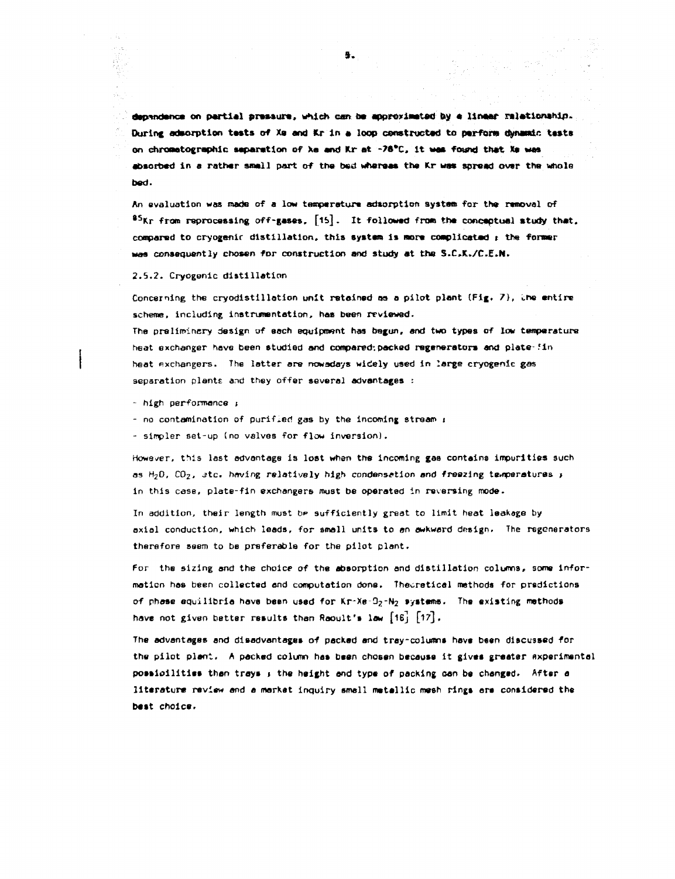dependence on partial pressure, which can be approximated by a linear relationship. During adsorption tests of Xe and Kr in a loop constructed to perform dynamic tests on chromatographic separation of Xe and Kr at -78°C, it was found that Xe was absorbed in a rather small part of the bed whereas the Kr was spread over the whole bed.

An evaluation was made of a low temperature adsorption system for the removal of $^{85}Kr$ from reprocessing off-gases, [15]. It followed from the conceptual study that, compared to cryogenic distillation, this system is more complicated ; the former was consequently chosen for construction and study at the S.C.K./C.E.N.

### 2.5.2. Cryogenic distillation

Concerning the cryodistillation unit retained as a pilot plant (Fig. 7), the entire scheme, including instrumentation, has been reviewed.
The preliminary design of each equipment has begun, and two types of low temperature heat exchanger have been studied and compared: packed regenerators and plate-fin heat exchangers. The latter are nowadays widely used in large cryogenic gas separation plants and they offer several advantages :

- high performance ;
- no contamination of purified gas by the incoming stream ;
- simpler set-up (no valves for flow inversion).

However, this last advantage is lost when the incoming gas contains impurities such as $H_2O$, $CO_2$, etc. having relatively high condensation and freezing temperatures ; in this case, plate-fin exchangers must be operated in reversing mode.

In addition, their length must be sufficiently great to limit heat leakage by axial conduction, which leads, for small units to an awkward design. The regenerators therefore seem to be preferable for the pilot plant.

For the sizing and the choice of the absorption and distillation columns, some information has been collected and computation done. Theoretical methods for predictions of phase equilibria have been used for Kr-Xe-$O_2$-$N_2$ systems. The existing methods have not given better results than Raoult's law [16] [17].

The advantages and disadvantages of packed and tray-columns have been discussed for the pilot plant. A packed column has been chosen because it gives greater experimental possibilities than trays ; the height and type of packing can be changed. After a literature review and a market inquiry small metallic mesh rings are considered the best choice.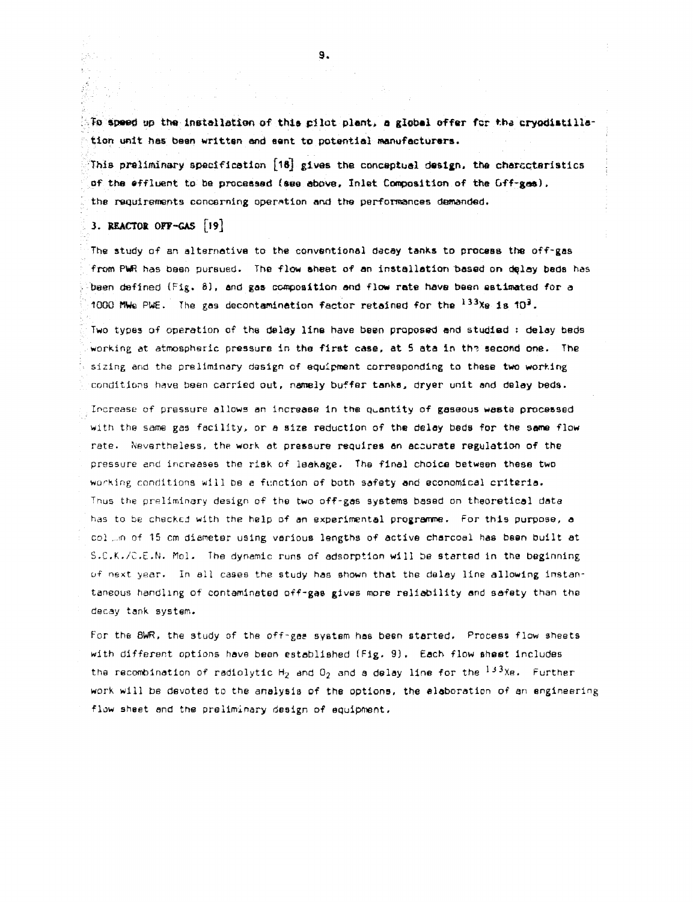To speed up the installation of this pilot plant, a global offer for the cryodistillation unit has been written and sent to potential manufacturers.

This preliminary specification [18] gives the conceptual design, the characteristics of the effluent to be processed (see above, Inlet Composition of the Off-gas), the requirements concerning operation and the performances demanded.

## 3. REACTOR OFF-GAS [19]

The study of an alternative to the conventional decay tanks to process the off-gas from PWR has been pursued. The flow sheet of an installation based on delay beds has been defined (Fig. 8), and gas composition and flow rate have been estimated for a 1000 MWe PWE. The gas decontamination factor retained for the $^{133}Xe$ is $10^3$.

Two types of operation of the delay line have been proposed and studied : delay beds working at atmospheric pressure in the first case, at 5 ata in the second one. The sizing and the preliminary design of equipment corresponding to these two working conditions have been carried out, namely buffer tanks, dryer unit and delay beds.

Increase of pressure allows an increase in the quantity of gaseous waste processed with the same gas facility, or a size reduction of the delay beds for the same flow rate. Nevertheless, the work at pressure requires an accurate regulation of the pressure and increases the risk of leakage. The final choice between these two working conditions will be a function of both safety and economical criteria. Thus the preliminary design of the two off-gas systems based on theoretical data has to be checked with the help of an experimental programme. For this purpose, a column of 15 cm diameter using various lengths of active charcoal has been built at S.C.K./C.E.N. Mol. The dynamic runs of adsorption will be started in the beginning of next year. In all cases the study has shown that the delay line allowing instantaneous handling of contaminated off-gas gives more reliability and safety than the decay tank system.

For the BWR, the study of the off-gas system has been started. Process flow sheets with different options have been established (Fig. 9). Each flow sheet includes the recombination of radiolytic $H_2$ and $O_2$ and a delay line for the $^{133}Xe$. Further work will be devoted to the analysis of the options, the elaboration of an engineering flow sheet and the preliminary design of equipment.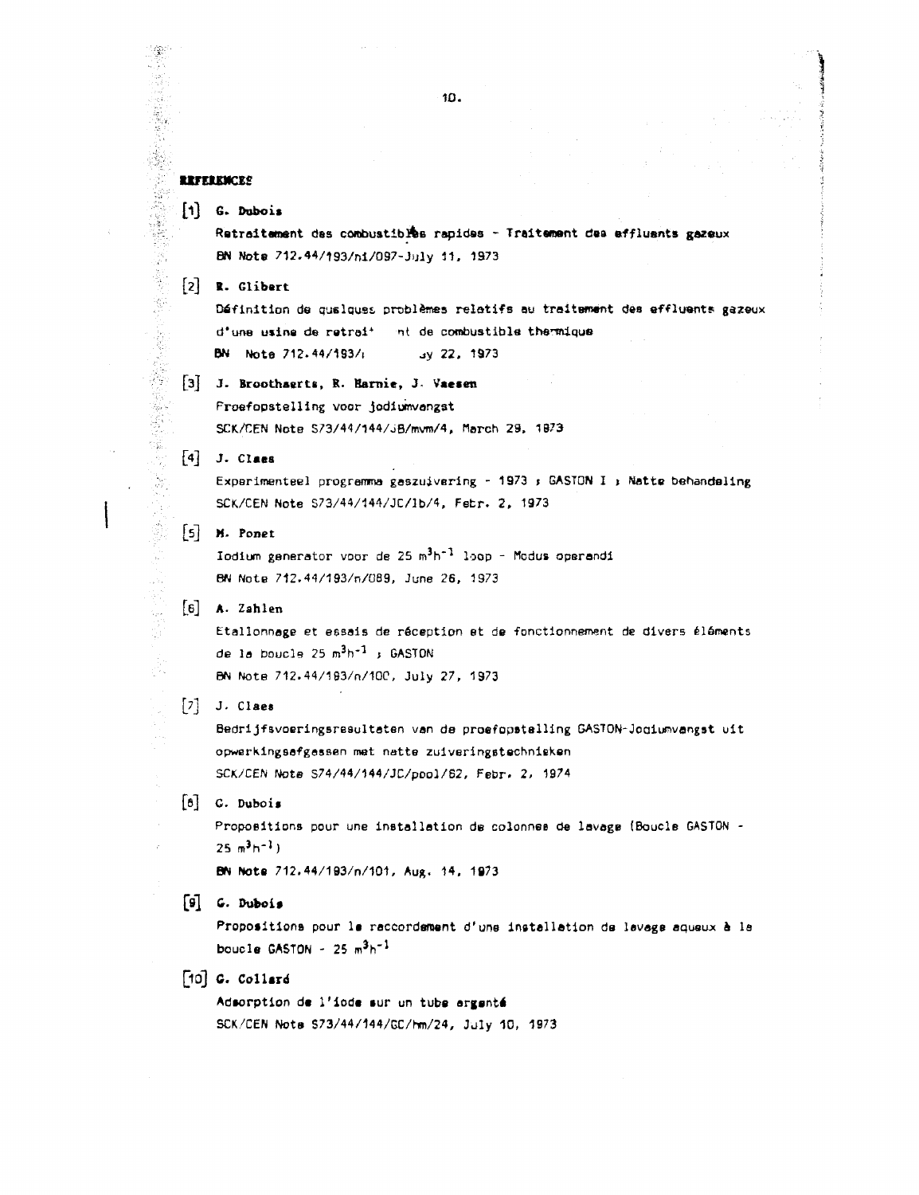## REFERENCES

[1] **G. Dubois**
Retraitement des combustibles rapides - Traitement des effluents gazeux
BN Note 712.44/193/n1/097-July 11, 1973

[2] **R. Glibert**
Définition de quelques problèmes relatifs au traitement des effluents gazeux d'une usine de retrai- nt de combustible thermique
BN Note 712.44/193/ y 22, 1973

[3] **J. Broothaerts, R. Harnie, J. Vaesen**
Proefopstelling voor jodiumvangst
SCK/CEN Note S73/44/144/JB/mvm/4, March 29, 1973

[4] **J. Claes**
Experimenteel programma gaszuivering - 1973 ; GASTON I ; Natte behandeling
SCK/CEN Note S73/44/144/JC/1b/4, Febr. 2, 1973

[5] **M. Ponet**
Iodium generator voor de 25 $m^3h^{-1}$ loop - Modus operandi
BN Note 712.44/193/n/089, June 26, 1973

[6] **A. Zahlen**
Etallonnage et essais de réception et de fonctionnement de divers éléments de la boucle 25 $m^3h^{-1}$ ; GASTON
BN Note 712.44/193/n/100, July 27, 1973

[7] **J. Claes**
Bedrijfsvoeringsresultaten van de proefopstelling GASTON-Jodiumvangst uit opwerkingsafgassen met natte zuiveringstechnieken
SCK/CEN Note S74/44/144/JC/pool/62, Febr. 2, 1974

[8] **C. Dubois**
Propositions pour une installation de colonnes de lavage (Boucle GASTON - 25 $m^3h^{-1}$)
BN Note 712.44/193/n/101, Aug. 14, 1973

[9] **G. Dubois**
Propositions pour le raccordement d'une installation de lavage aqueux à la boucle GASTON - 25 $m^3h^{-1}$

[10] **G. Collard**
Adsorption de l'iode sur un tube argenté
SCK/CEN Note S73/44/144/GC/hm/24, July 10, 1973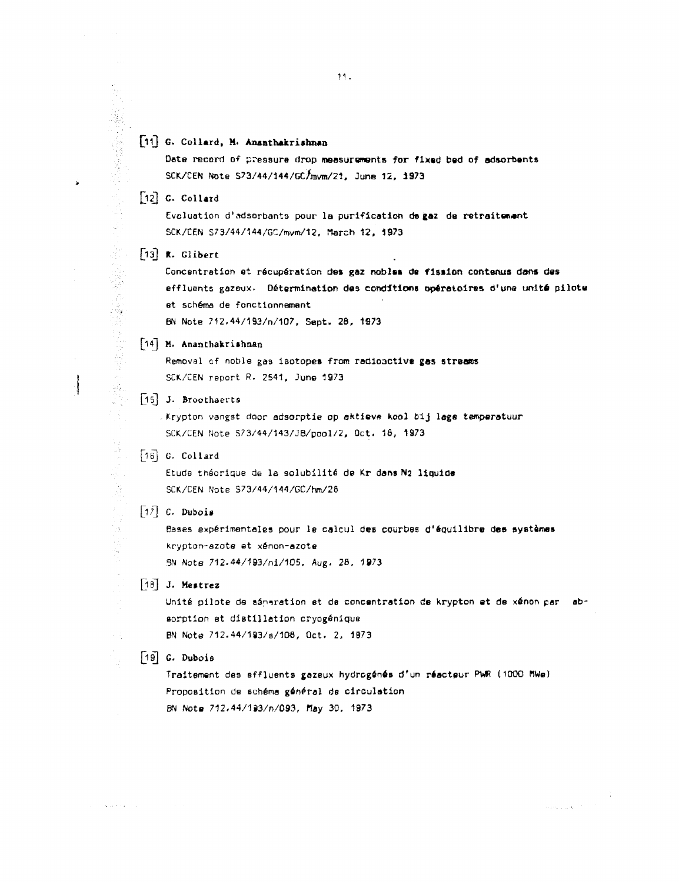[11] **G. Collard, M. Ananthakrishnan**

Date record of pressure drop measurements for fixed bed of adsorbents
SCK/CEN Note S73/44/144/GC/mvm/21, June 12, 1973

[12] **G. Collard**

Evaluation d'adsorbants pour la purification de gaz de retraitement
SCK/CEN S73/44/144/GC/mvm/12, March 12, 1973

[13] **R. Glibert**

Concentration et récupération des gaz nobles de fission contenus dans des effluents gazeux. Détermination des conditions opératoires d'une unité pilote et schéma de fonctionnement
BN Note 712.44/193/n/107, Sept. 28, 1973

[14] **M. Ananthakrishnan**

Removal of noble gas isotopes from radioactive gas streams
SCK/CEN report R. 2541, June 1973

[15] **J. Broothaerts**

Krypton vangst door adsorptie op aktieve kool bij lage temperatuur
SCK/CEN Note S73/44/143/JB/pool/2, Oct. 18, 1973

[16] **G. Collard**

Etude théorique de la solubilité de Kr dans $N_2$ liquide
SCK/CEN Note S73/44/144/GC/hm/28

[17] **C. Dubois**

Bases expérimentales pour le calcul des courbes d'équilibre des systèmes krypton-azote et xénon-azote
BN Note 712.44/193/ni/105, Aug. 28, 1973

[18] **J. Mestrez**

Unité pilote de séparation et de concentration de krypton et de xénon par absorption et distillation cryogénique
BN Note 712.44/193/a/108, Oct. 2, 1973

[19] **C. Dubois**

Traitement des effluents gazeux hydrogénés d'un réacteur PWR (1000 MWe)
Proposition de schéma général de circulation
BN Note 712.44/193/n/093, May 30, 1973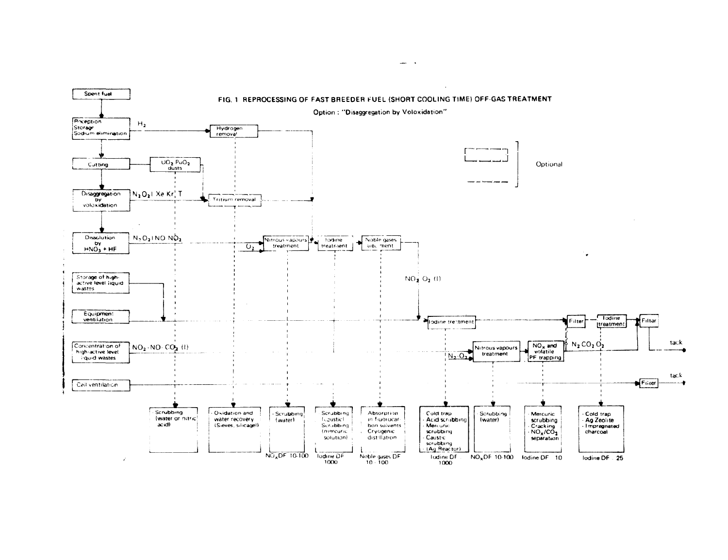# FIG. 1 REPROCESSING OF FAST BREEDER FUEL (SHORT COOLING TIME) OFF-GAS TREATMENT

Option : "Disaggregation by Voloxidation"

Optional

Spent fuel

Reception
Storage
Sodium elimination

$H_2$

Hydrogen removal

Cutting

$UO_2$ $PuO_2$ dusts

Disaggregation by voloxidation

$N_2$ $O_2$ I Xe Kr T

Tritium removal

Dissolution by $HNO_3$ + HF

$N_2$ $O_2$ I NO $NO_2$

$O_2$

Nitrous vapours treatment

Iodine treatment

Noble gases treatment

$NO_2$ $O_2$ (I)

Storage of high-active level liquid wastes

Equipment ventilation

Iodine treatment

Filter

Iodine treatment

Filter

Concentration of high-active level liquid wastes

$NO_2$ - NO $CO_2$ (I)

$N_2$ $O_2$

Nitrous vapours treatment

$NO_x$ and volatile PF trapping

$N_2$ $CO_2$ $O_2$

Stack

Cell ventilation

Filter

Stack

- Scrubbing (water or nitric acid)
- Oxidation and water recovery (Sieves, silicagel)
- Scrubbing (water) — $NO_x$DF 10-100
- Scrubbing (caustic) / Scrubbing (mercuric solution) — Iodine DF 1000
- Absorption in fluorocarbon solvents / Cryogenic distillation — Noble gases DF 10 - 100
- Cold trap / Acid scrubbing / Mercuric scrubbing / Caustic scrubbing / (Ag Reactor) — Iodine DF 1000
- Scrubbing (water) — $NO_x$DF 10-100
- Mercuric scrubbing / Cracking / $NO_x/CO_2$ separation — Iodine DF 10
- Cold trap / Ag Zeolite / Impregnated charcoal — Iodine DF 25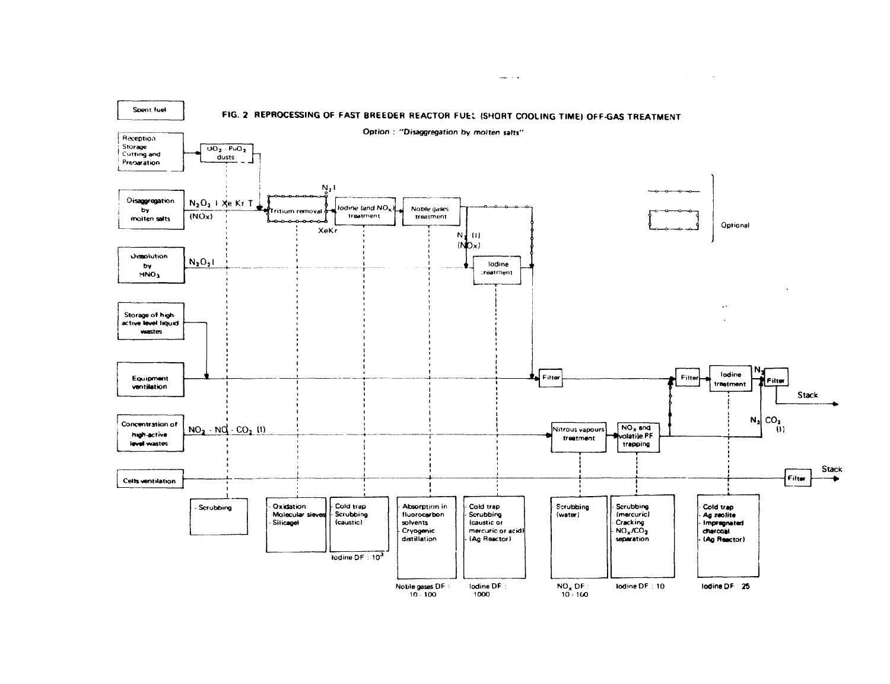**FIG. 2 REPROCESSING OF FAST BREEDER REACTOR FUEL (SHORT COOLING TIME) OFF-GAS TREATMENT**

*Option : "Disaggregation by molten salts"*

Spent fuel

Reception Storage Cutting and Preparation → $UO_2 \cdot PuO_2$ dusts

Disaggregation by molten salts — $N_2O_2$ I Xe Kr T ($NO_x$) → Tritium removal → Iodine (and $NO_x$) treatment → Noble gases treatment

$N_2$ I

XeKr

$N_2$ (I) ($NO_x$)

Dissolution by $HNO_3$ — $N_2O_2$ I → Iodine treatment

Storage of high-active level liquid wastes

Equipment ventilation → Filter → Filter → Iodine treatment → $N_2$ → Filter → Stack

Concentration of high-active level wastes — $NO_2$ - NO - $CO_2$ (I) → Nitrous vapours treatment → $NO_x$ and volatile PF trapping

$N_2$ $CO_2$ (I)

Cells ventilation → Filter → Stack

Optional

| Dusts | Tritium removal | Iodine (and $NO_x$) treatment | Noble gases treatment | Iodine treatment | Nitrous vapours treatment | $NO_x$ and volatile PF trapping | Iodine treatment |
|---|---|---|---|---|---|---|---|
| - Scrubbing | - Oxidation<br>- Molecular sieves<br>- Silicagel | - Cold trap<br>- Scrubbing (caustic) | - Absorption in fluorocarbon solvents<br>- Cryogenic distillation | - Cold trap<br>- Scrubbing (caustic or mercuric or acid)<br>- (Ag Reactor) | - Scrubbing (water) | - Scrubbing (mercuric)<br>- Cracking<br>- $NO_x/CO_2$ separation | - Cold trap<br>- Ag zeolite<br>- Impregnated charcoal<br>- (Ag Reactor) |
| | | Iodine DF : $10^3$ | Noble gases DF : 10 - 100 | Iodine DF : 1000 | $NO_x$ DF : 10 - 100 | Iodine DF : 10 | Iodine DF : 25 |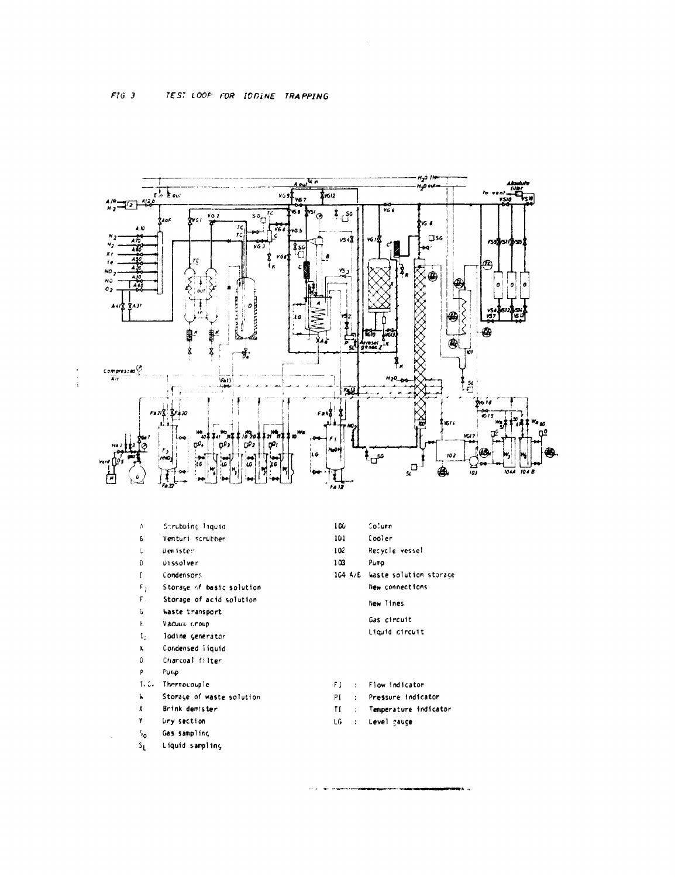FIG 3 TEST LOOP FOR IODINE TRAPPING

- A Scrubbing liquid
- B Venturi scrubber
- C Demister
- D Dissolver
- E Condensors
- $F_1$ Storage of basic solution
- $F_2$ Storage of acid solution
- G Waste transport
- H Vacuum group
- $I_2$ Iodine generator
- K Condensed liquid
- O Charcoal filter
- P Pump
- T.C. Thermocouple
- W Storage of waste solution
- X Brink demister
- Y Dry section
- $S_G$ Gas sampling
- $S_L$ Liquid sampling

- 100 Column
- 101 Cooler
- 102 Recycle vessel
- 103 Pump
- 104 A/B Waste solution storage
- New connections
- New lines
- Gas circuit
- Liquid circuit

- FI : Flow indicator
- PI : Pressure indicator
- TI : Temperature indicator
- LG : Level gauge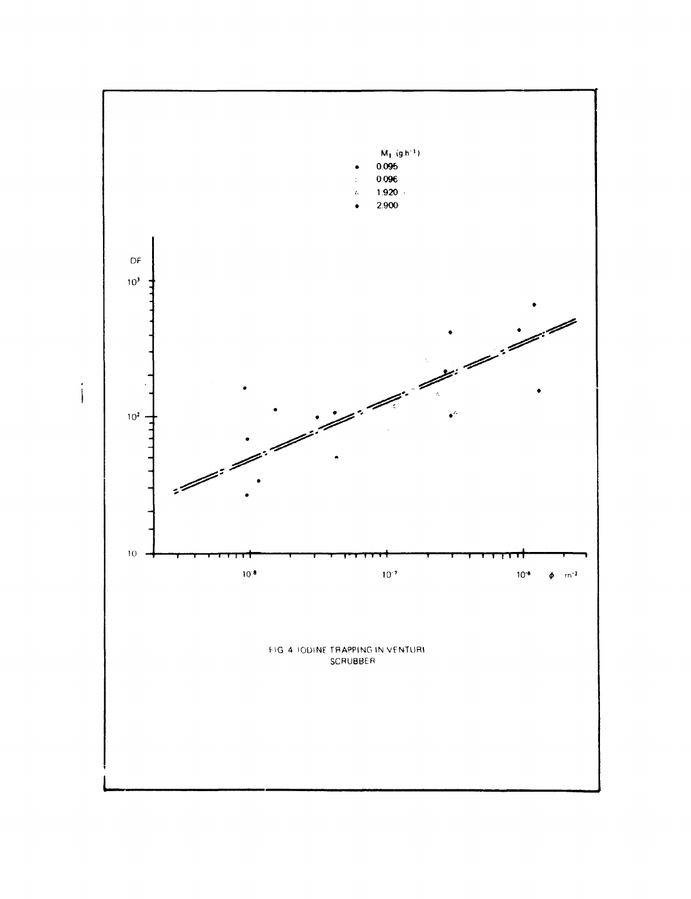$M_1$ (g.h$^{-1}$)

- 0.095
- 0.096
- 1.920
- 2.900

DF

$10^3$

$10^2$

10

$10^{-8}$ $10^{-7}$ $10^{-6}$ $\phi$ m$^{-2}$

FIG 4 IODINE TRAPPING IN VENTURI SCRUBBER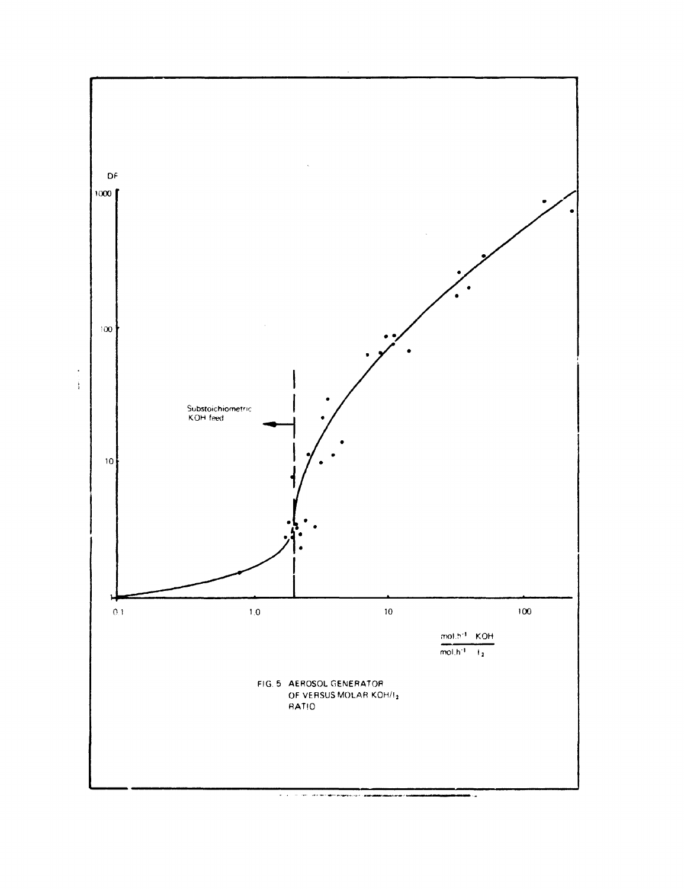DF

1000

100

10

1

0.1

1.0

10

100

Substoichiometric KOH feed

$\frac{\text{mol.h}^{-1}\ \text{KOH}}{\text{mol.h}^{-1}\ I_2}$

FIG. 5 AEROSOL GENERATOR DF VERSUS MOLAR $KOH/I_2$ RATIO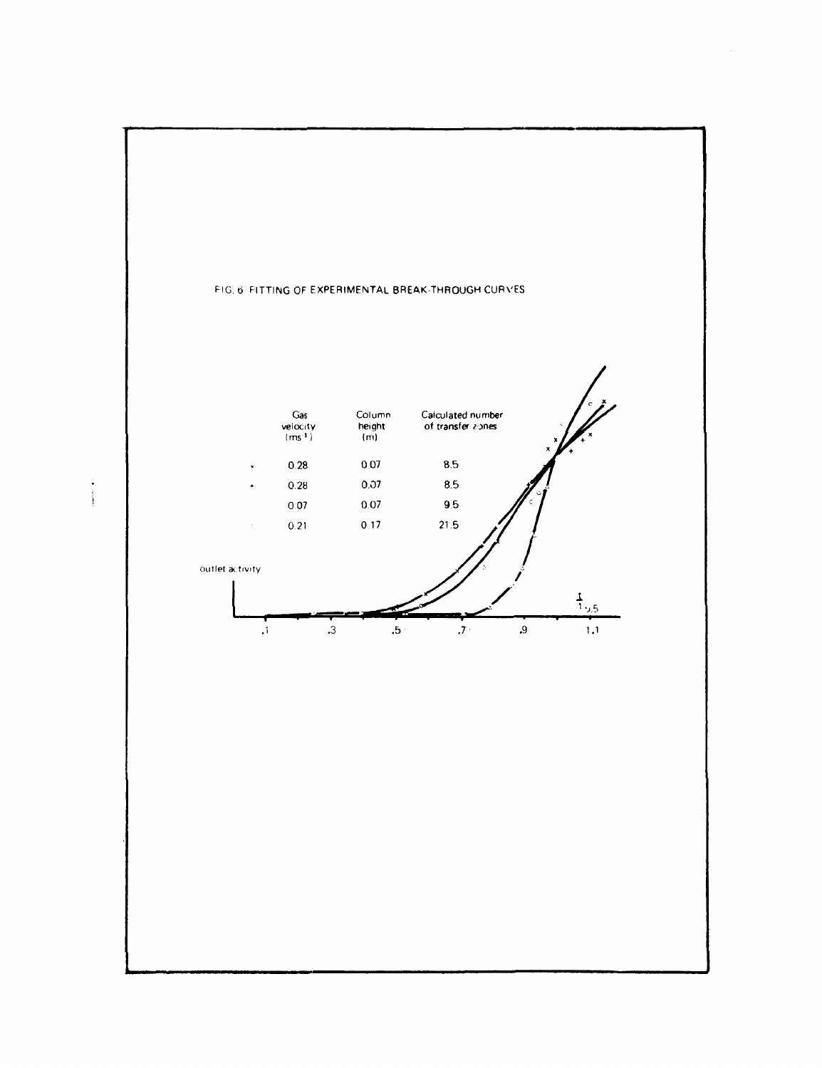FIG. 6 FITTING OF EXPERIMENTAL BREAK-THROUGH CURVES

| | Gas velocity ($ms^{-1}$) | Column height (m) | Calculated number of transfer zones |
|---|---|---|---|
| x | 0.28 | 0.07 | 8.5 |
| + | 0.28 | 0.07 | 8.5 |
| | 0.07 | 0.07 | 9.5 |
| | 0.21 | 0.17 | 21.5 |

outlet activity

$\frac{t}{t_{0.5}}$

.1 .3 .5 .7 .9 1.1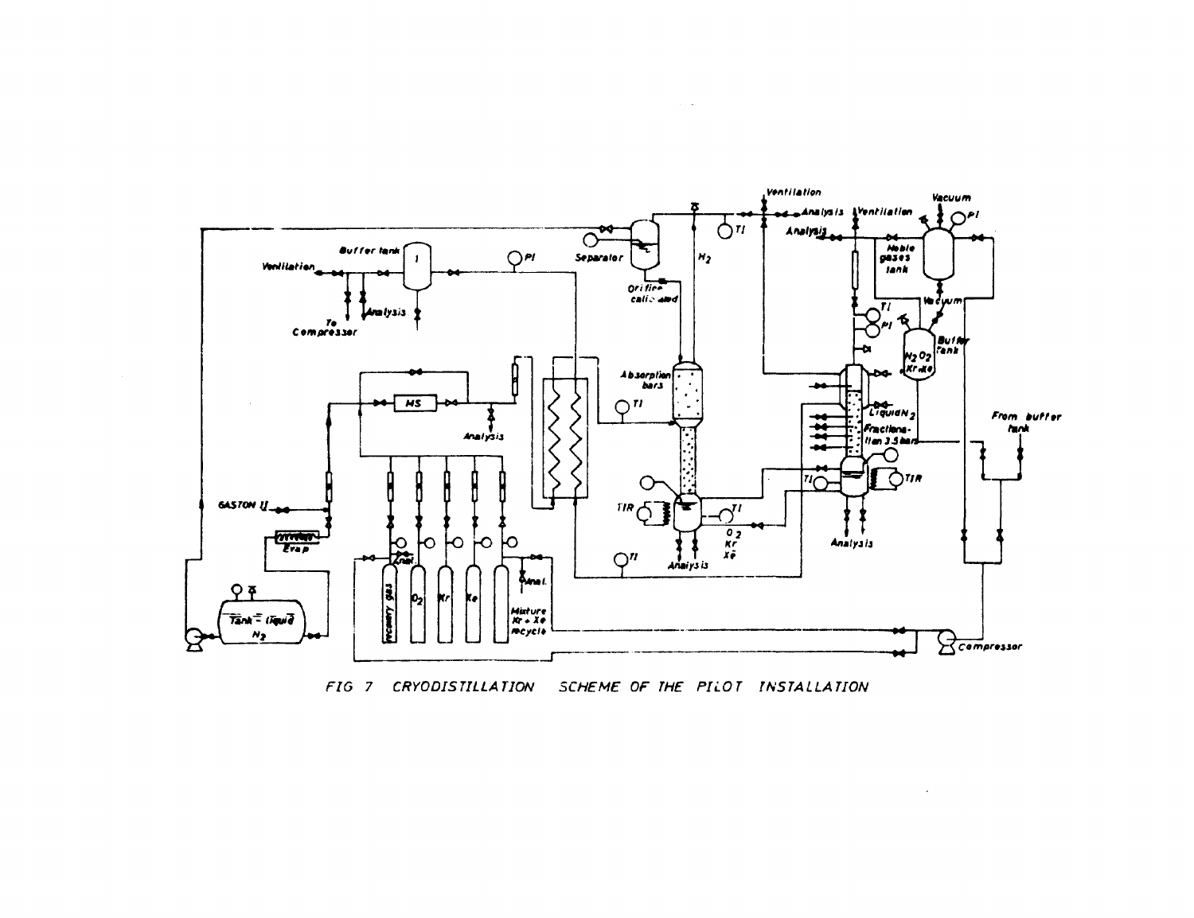FIG 7 CRYODISTILLATION SCHEME OF THE PILOT INSTALLATION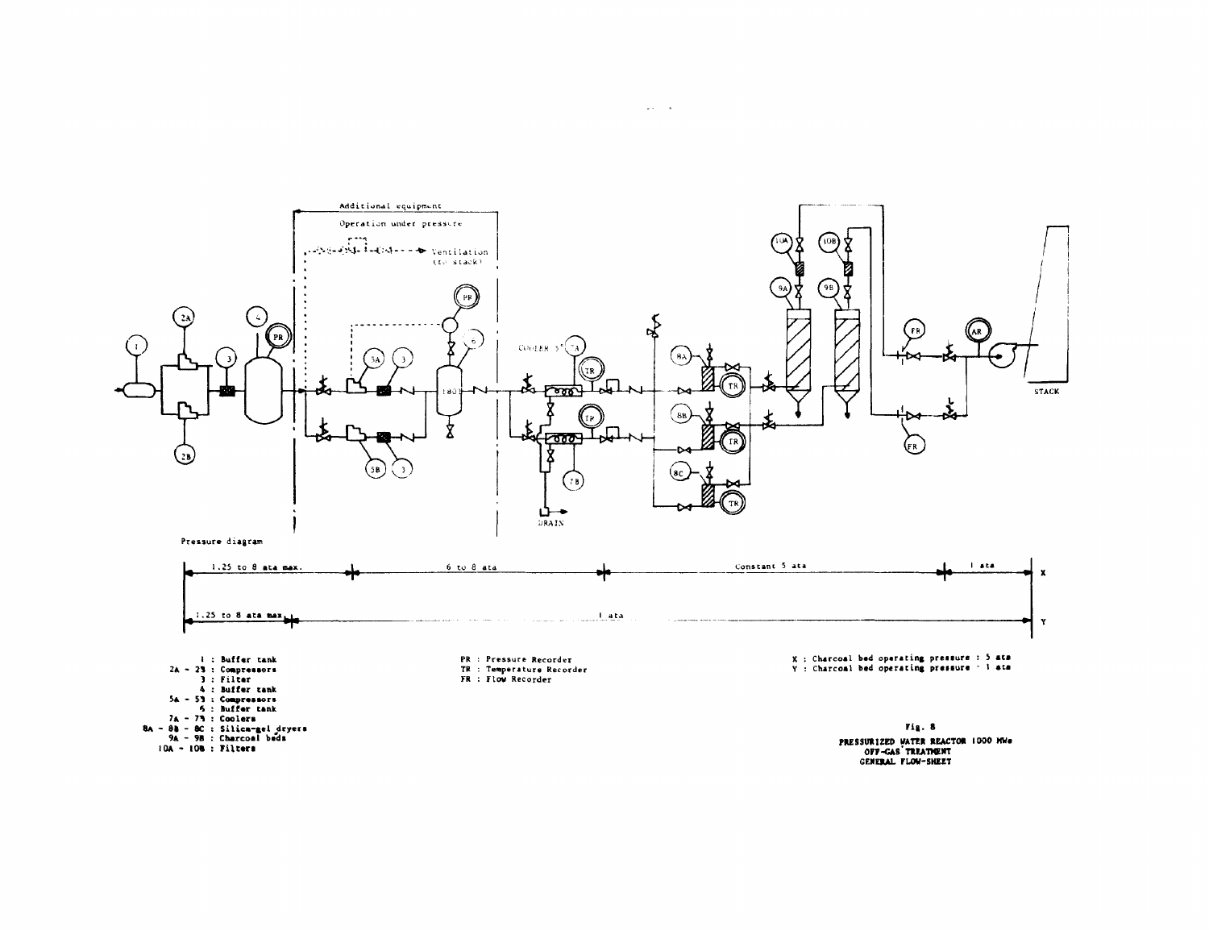Pressure diagram

| | | | | |
|---|---|---|---|---|
| X | 1.25 to 8 ata max. | 6 to 8 ata | Constant 5 ata | 1 ata |
| Y | 1.25 to 8 ata max | 1 ata | | |

1 : Buffer tank
2A - 2B : Compressors
3 : Filter
4 : Buffer tank
5A - 5B : Compressors
6 : Buffer tank
7A - 7B : Coolers
8A - 8B - 8C : Silica-gel dryers
9A - 9B : Charcoal beds
10A - 10B : Filters

PR : Pressure Recorder
TR : Temperature Recorder
FR : Flow Recorder

X : Charcoal bed operating pressure : 5 ata
Y : Charcoal bed operating pressure : 1 ata

**Fig. 8**

**PRESSURIZED WATER REACTOR 1000 MWe**
**OFF-GAS TREATMENT**
**GENERAL FLOW-SHEET**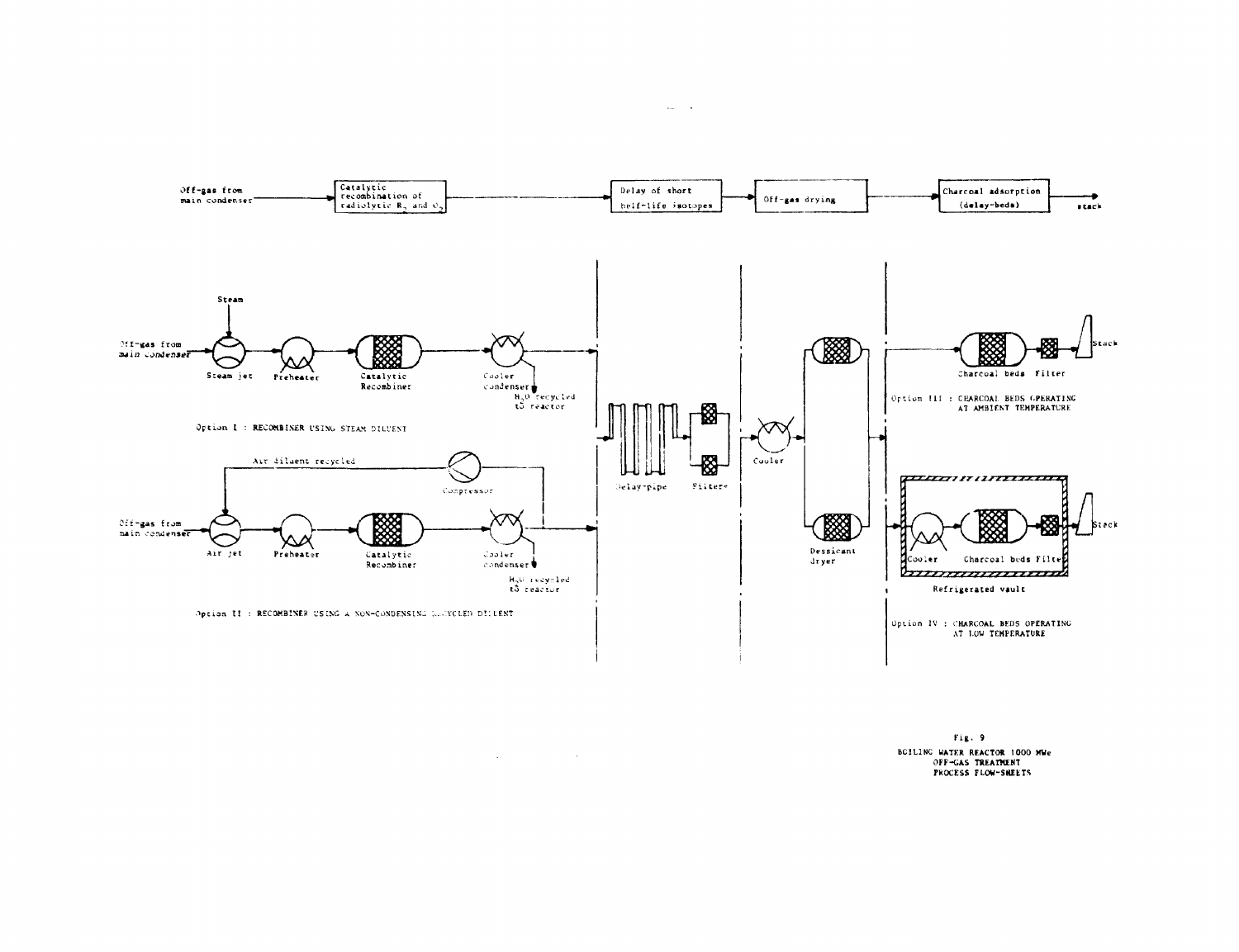Off-gas from main condenser

Catalytic recombination of radiolytic $H_2$ and $O_2$

Delay of short half-life isotopes

Off-gas drying

Charcoal adsorption (delay-beds)

stack

Steam

Off-gas from main condenser

Steam jet

Preheater

Catalytic Recombiner

Cooler condenser

$H_2O$ recycled to reactor

Option I : RECOMBINER USING STEAM DILUENT

Air diluent recycled

Compressor

Off-gas from main condenser

Air jet

Preheater

Catalytic Recombiner

Cooler condenser

$H_2O$ recycled to reactor

Option II : RECOMBINER USING A NON-CONDENSING RECYCLED DILUENT

Delay-pipe

Filters

Cooler

Dessicant dryer

Charcoal beds

Filter

Stack

Option III : CHARCOAL BEDS OPERATING AT AMBIENT TEMPERATURE

Cooler

Charcoal beds

Filter

Stack

Refrigerated vault

Option IV : CHARCOAL BEDS OPERATING AT LOW TEMPERATURE

Fig. 9
BOILING WATER REACTOR 1000 MWe
OFF-GAS TREATMENT
PROCESS FLOW-SHEETS